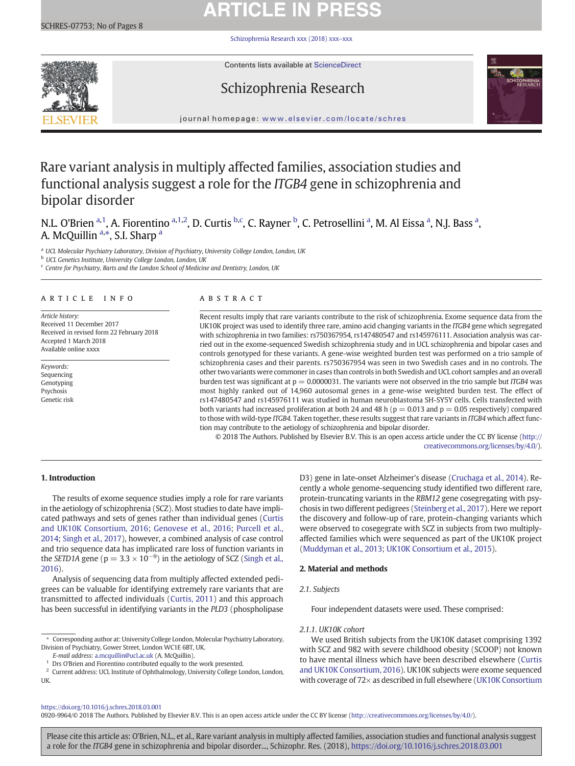# Rare variant analysis in multiply affected families, association studies and functional analysis suggest a role for the *ITGB4* gene in schizophrenia and bipolar disorder

N.L. O'Brien [a,1], A. Fiorentino [a,1,2], D. Curtis [b,c], C. Rayner [b], C. Petrosellini [a], M. Al Eissa [a], N.J. Bass [a], A. McQuillin [a,*], S.I. Sharp [a]

[a] UCL Molecular Psychiatry Laboratory, Division of Psychiatry, University College London, London, UK
[b] UCL Genetics Institute, University College London, London, UK
[c] Centre for Psychiatry, Barts and the London School of Medicine and Dentistry, London, UK

## ARTICLE INFO

*Article history:*
Received 11 December 2017
Received in revised form 22 February 2018
Accepted 1 March 2018
Available online xxxx

*Keywords:*
Sequencing
Genotyping
Psychosis
Genetic risk

## ABSTRACT

Recent results imply that rare variants contribute to the risk of schizophrenia. Exome sequence data from the UK10K project was used to identify three rare, amino acid changing variants in the *ITGB4* gene which segregated with schizophrenia in two families: rs750367954, rs147480547 and rs145976111. Association analysis was carried out in the exome-sequenced Swedish schizophrenia study and in UCL schizophrenia and bipolar cases and controls genotyped for these variants. A gene-wise weighted burden test was performed on a trio sample of schizophrenia cases and their parents. rs750367954 was seen in two Swedish cases and in no controls. The other two variants were commoner in cases than controls in both Swedish and UCL cohort samples and an overall burden test was significant at p = 0.0000031. The variants were not observed in the trio sample but *ITGB4* was most highly ranked out of 14,960 autosomal genes in a gene-wise weighted burden test. The effect of rs147480547 and rs145976111 was studied in human neuroblastoma SH-SY5Y cells. Cells transfected with both variants had increased proliferation at both 24 and 48 h (p = 0.013 and p = 0.05 respectively) compared to those with wild-type *ITGB4*. Taken together, these results suggest that rare variants in *ITGB4* which affect function may contribute to the aetiology of schizophrenia and bipolar disorder.

© 2018 The Authors. Published by Elsevier B.V. This is an open access article under the CC BY license (http://creativecommons.org/licenses/by/4.0/).

## 1. Introduction

The results of exome sequence studies imply a role for rare variants in the aetiology of schizophrenia (SCZ). Most studies to date have implicated pathways and sets of genes rather than individual genes (Curtis and UK10K Consortium, 2016; Genovese et al., 2016; Purcell et al., 2014; Singh et al., 2017), however, a combined analysis of case control and trio sequence data has implicated rare loss of function variants in the *SETD1A* gene ($p = 3.3 \times 10^{-9}$) in the aetiology of SCZ (Singh et al., 2016).

Analysis of sequencing data from multiply affected extended pedigrees can be valuable for identifying extremely rare variants that are transmitted to affected individuals (Curtis, 2011) and this approach has been successful in identifying variants in the *PLD3* (phospholipase D3) gene in late-onset Alzheimer's disease (Cruchaga et al., 2014). Recently a whole genome-sequencing study identified two different rare, protein-truncating variants in the *RBM12* gene cosegregating with psychosis in two different pedigrees (Steinberg et al., 2017). Here we report the discovery and follow-up of rare, protein-changing variants which were observed to cosegregate with SCZ in subjects from two multiply-affected families which were sequenced as part of the UK10K project (Muddyman et al., 2013; UK10K Consortium et al., 2015).

## 2. Material and methods

### 2.1. Subjects

Four independent datasets were used. These comprised:

#### 2.1.1. UK10K cohort

We used British subjects from the UK10K dataset comprising 1392 with SCZ and 982 with severe childhood obesity (SCOOP) not known to have mental illness which have been described elsewhere (Curtis and UK10K Consortium, 2016). UK10K subjects were exome sequenced with coverage of 72× as described in full elsewhere (UK10K Consortium

---

\* Corresponding author at: University College London, Molecular Psychiatry Laboratory, Division of Psychiatry, Gower Street, London WC1E 6BT, UK.
*E-mail address:* a.mcquillin@ucl.ac.uk (A. McQuillin).
[1] Drs O'Brien and Fiorentino contributed equally to the work presented.
[2] Current address: UCL Institute of Ophthalmology, University College London, London, UK.

https://doi.org/10.1016/j.schres.2018.03.001
0920-9964/© 2018 The Authors. Published by Elsevier B.V. This is an open access article under the CC BY license (http://creativecommons.org/licenses/by/4.0/).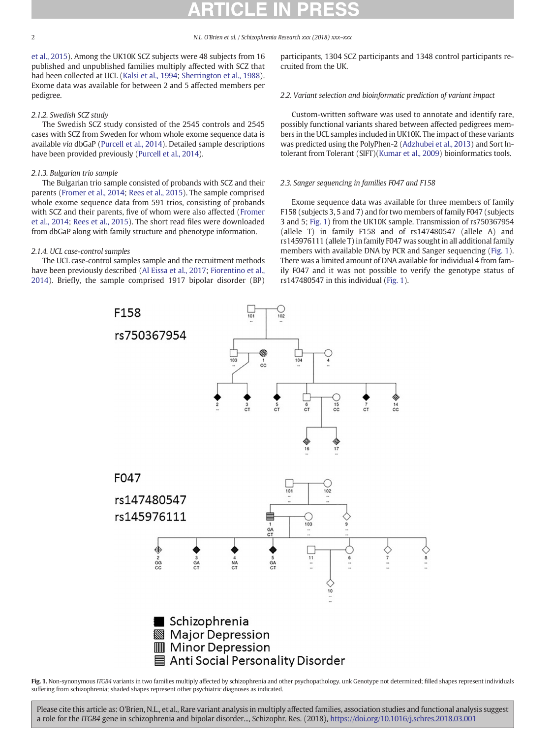et al., 2015). Among the UK10K SCZ subjects were 48 subjects from 16 published and unpublished families multiply affected with SCZ that had been collected at UCL (Kalsi et al., 1994; Sherrington et al., 1988). Exome data was available for between 2 and 5 affected members per pedigree.

#### 2.1.2. Swedish SCZ study

The Swedish SCZ study consisted of the 2545 controls and 2545 cases with SCZ from Sweden for whom whole exome sequence data is available *via* dbGaP (Purcell et al., 2014). Detailed sample descriptions have been provided previously (Purcell et al., 2014).

#### 2.1.3. Bulgarian trio sample

The Bulgarian trio sample consisted of probands with SCZ and their parents (Fromer et al., 2014; Rees et al., 2015). The sample comprised whole exome sequence data from 591 trios, consisting of probands with SCZ and their parents, five of whom were also affected (Fromer et al., 2014; Rees et al., 2015). The short read files were downloaded from dbGaP along with family structure and phenotype information.

#### 2.1.4. UCL case-control samples

The UCL case-control samples sample and the recruitment methods have been previously described (Al Eissa et al., 2017; Fiorentino et al., 2014). Briefly, the sample comprised 1917 bipolar disorder (BP) participants, 1304 SCZ participants and 1348 control participants recruited from the UK.

### 2.2. Variant selection and bioinformatic prediction of variant impact

Custom-written software was used to annotate and identify rare, possibly functional variants shared between affected pedigrees members in the UCL samples included in UK10K. The impact of these variants was predicted using the PolyPhen-2 (Adzhubei et al., 2013) and Sort Intolerant from Tolerant (SIFT)(Kumar et al., 2009) bioinformatics tools.

### 2.3. Sanger sequencing in families F047 and F158

Exome sequence data was available for three members of family F158 (subjects 3, 5 and 7) and for two members of family F047 (subjects 3 and 5; Fig. 1) from the UK10K sample. Transmission of rs750367954 (allele T) in family F158 and of rs147480547 (allele A) and rs145976111 (allele T) in family F047 was sought in all additional family members with available DNA by PCR and Sanger sequencing (Fig. 1). There was a limited amount of DNA available for individual 4 from family F047 and it was not possible to verify the genotype status of rs147480547 in this individual (Fig. 1).

**Fig. 1.** Non-synonymous *ITGB4* variants in two families multiply affected by schizophrenia and other psychopathology. unk Genotype not determined; filled shapes represent individuals suffering from schizophrenia; shaded shapes represent other psychiatric diagnoses as indicated.

Please cite this article as: O'Brien, N.L., et al., Rare variant analysis in multiply affected families, association studies and functional analysis suggest a role for the *ITGB4* gene in schizophrenia and bipolar disorder..., Schizophr. Res. (2018), https://doi.org/10.1016/j.schres.2018.03.001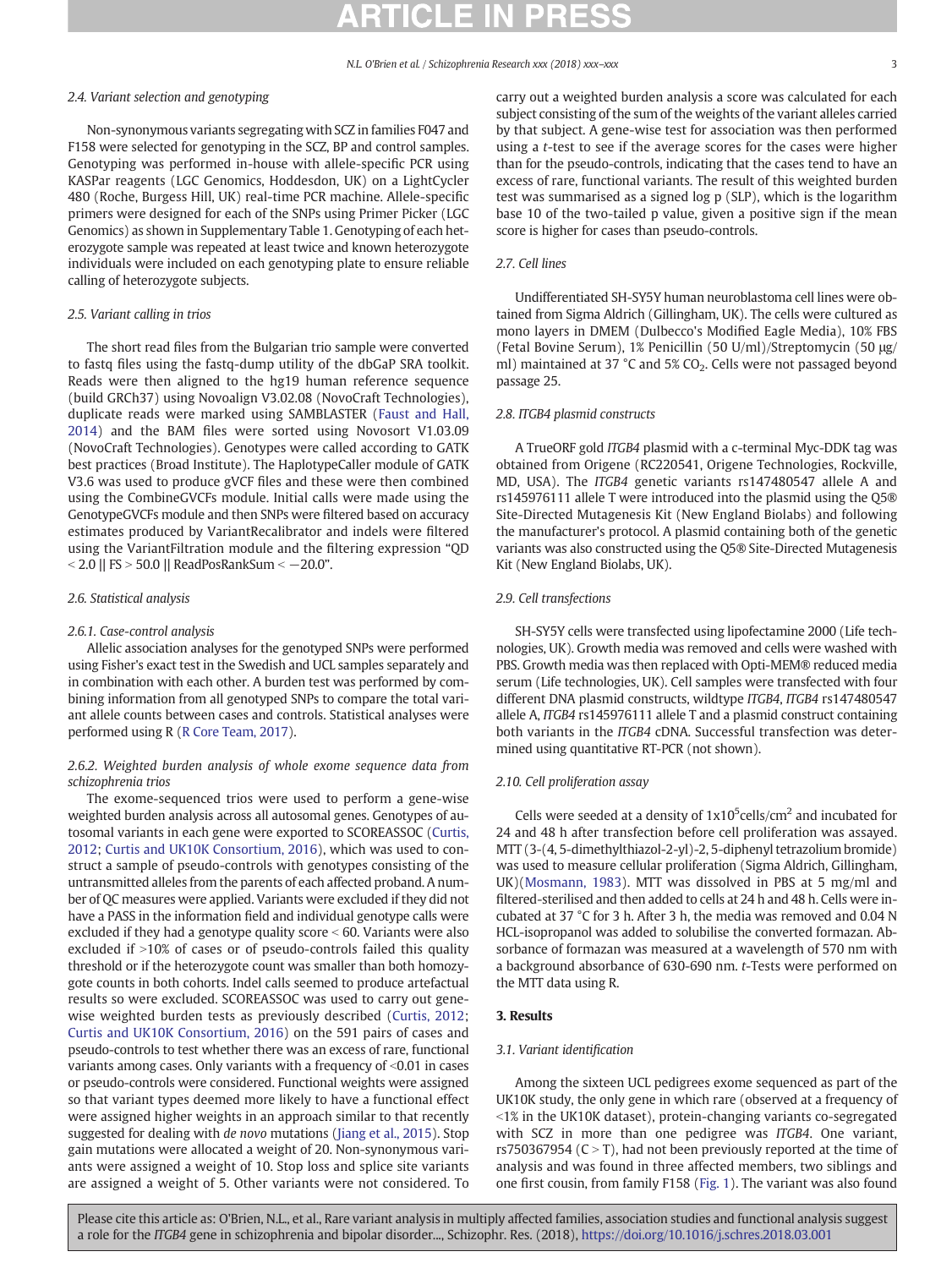### 2.4. Variant selection and genotyping

Non-synonymous variants segregating with SCZ in families F047 and F158 were selected for genotyping in the SCZ, BP and control samples. Genotyping was performed in-house with allele-specific PCR using KASPar reagents (LGC Genomics, Hoddesdon, UK) on a LightCycler 480 (Roche, Burgess Hill, UK) real-time PCR machine. Allele-specific primers were designed for each of the SNPs using Primer Picker (LGC Genomics) as shown in Supplementary Table 1. Genotyping of each heterozygote sample was repeated at least twice and known heterozygote individuals were included on each genotyping plate to ensure reliable calling of heterozygote subjects.

### 2.5. Variant calling in trios

The short read files from the Bulgarian trio sample were converted to fastq files using the fastq-dump utility of the dbGaP SRA toolkit. Reads were then aligned to the hg19 human reference sequence (build GRCh37) using Novoalign V3.02.08 (NovoCraft Technologies), duplicate reads were marked using SAMBLASTER (Faust and Hall, 2014) and the BAM files were sorted using Novosort V1.03.09 (NovoCraft Technologies). Genotypes were called according to GATK best practices (Broad Institute). The HaplotypeCaller module of GATK V3.6 was used to produce gVCF files and these were then combined using the CombineGVCFs module. Initial calls were made using the GenotypeGVCFs module and then SNPs were filtered based on accuracy estimates produced by VariantRecalibrator and indels were filtered using the VariantFiltration module and the filtering expression "QD < 2.0 || FS > 50.0 || ReadPosRankSum < −20.0".

### 2.6. Statistical analysis

#### 2.6.1. Case-control analysis

Allelic association analyses for the genotyped SNPs were performed using Fisher's exact test in the Swedish and UCL samples separately and in combination with each other. A burden test was performed by combining information from all genotyped SNPs to compare the total variant allele counts between cases and controls. Statistical analyses were performed using R (R Core Team, 2017).

#### 2.6.2. Weighted burden analysis of whole exome sequence data from schizophrenia trios

The exome-sequenced trios were used to perform a gene-wise weighted burden analysis across all autosomal genes. Genotypes of autosomal variants in each gene were exported to SCOREASSOC (Curtis, 2012; Curtis and UK10K Consortium, 2016), which was used to construct a sample of pseudo-controls with genotypes consisting of the untransmitted alleles from the parents of each affected proband. A number of QC measures were applied. Variants were excluded if they did not have a PASS in the information field and individual genotype calls were excluded if they had a genotype quality score < 60. Variants were also excluded if >10% of cases or of pseudo-controls failed this quality threshold or if the heterozygote count was smaller than both homozygote counts in both cohorts. Indel calls seemed to produce artefactual results so were excluded. SCOREASSOC was used to carry out gene-wise weighted burden tests as previously described (Curtis, 2012; Curtis and UK10K Consortium, 2016) on the 591 pairs of cases and pseudo-controls to test whether there was an excess of rare, functional variants among cases. Only variants with a frequency of <0.01 in cases or pseudo-controls were considered. Functional weights were assigned so that variant types deemed more likely to have a functional effect were assigned higher weights in an approach similar to that recently suggested for dealing with *de novo* mutations (Jiang et al., 2015). Stop gain mutations were allocated a weight of 20. Non-synonymous variants were assigned a weight of 10. Stop loss and splice site variants are assigned a weight of 5. Other variants were not considered. To carry out a weighted burden analysis a score was calculated for each subject consisting of the sum of the weights of the variant alleles carried by that subject. A gene-wise test for association was then performed using a *t*-test to see if the average scores for the cases were higher than for the pseudo-controls, indicating that the cases tend to have an excess of rare, functional variants. The result of this weighted burden test was summarised as a signed log p (SLP), which is the logarithm base 10 of the two-tailed p value, given a positive sign if the mean score is higher for cases than pseudo-controls.

### 2.7. Cell lines

Undifferentiated SH-SY5Y human neuroblastoma cell lines were obtained from Sigma Aldrich (Gillingham, UK). The cells were cultured as mono layers in DMEM (Dulbecco's Modified Eagle Media), 10% FBS (Fetal Bovine Serum), 1% Penicillin (50 U/ml)/Streptomycin (50 μg/ml) maintained at 37 °C and 5% $CO_2$. Cells were not passaged beyond passage 25.

### 2.8. *ITGB4* plasmid constructs

A TrueORF gold *ITGB4* plasmid with a c-terminal Myc-DDK tag was obtained from Origene (RC220541, Origene Technologies, Rockville, MD, USA). The *ITGB4* genetic variants rs147480547 allele A and rs145976111 allele T were introduced into the plasmid using the Q5® Site-Directed Mutagenesis Kit (New England Biolabs) and following the manufacturer's protocol. A plasmid containing both of the genetic variants was also constructed using the Q5® Site-Directed Mutagenesis Kit (New England Biolabs, UK).

### 2.9. Cell transfections

SH-SY5Y cells were transfected using lipofectamine 2000 (Life technologies, UK). Growth media was removed and cells were washed with PBS. Growth media was then replaced with Opti-MEM® reduced media serum (Life technologies, UK). Cell samples were transfected with four different DNA plasmid constructs, wildtype *ITGB4*, *ITGB4* rs147480547 allele A, *ITGB4* rs145976111 allele T and a plasmid construct containing both variants in the *ITGB4* cDNA. Successful transfection was determined using quantitative RT-PCR (not shown).

### 2.10. Cell proliferation assay

Cells were seeded at a density of $1 \times 10^5$ cells/cm$^2$ and incubated for 24 and 48 h after transfection before cell proliferation was assayed. MTT (3-(4, 5-dimethylthiazol-2-yl)-2, 5-diphenyl tetrazolium bromide) was used to measure cellular proliferation (Sigma Aldrich, Gillingham, UK)(Mosmann, 1983). MTT was dissolved in PBS at 5 mg/ml and filtered-sterilised and then added to cells at 24 h and 48 h. Cells were incubated at 37 °C for 3 h. After 3 h, the media was removed and 0.04 N HCL-isopropanol was added to solubilise the converted formazan. Absorbance of formazan was measured at a wavelength of 570 nm with a background absorbance of 630-690 nm. *t*-Tests were performed on the MTT data using R.

## 3. Results

### 3.1. Variant identification

Among the sixteen UCL pedigrees exome sequenced as part of the UK10K study, the only gene in which rare (observed at a frequency of <1% in the UK10K dataset), protein-changing variants co-segregated with SCZ in more than one pedigree was *ITGB4*. One variant, rs750367954 (C > T), had not been previously reported at the time of analysis and was found in three affected members, two siblings and one first cousin, from family F158 (Fig. 1). The variant was also found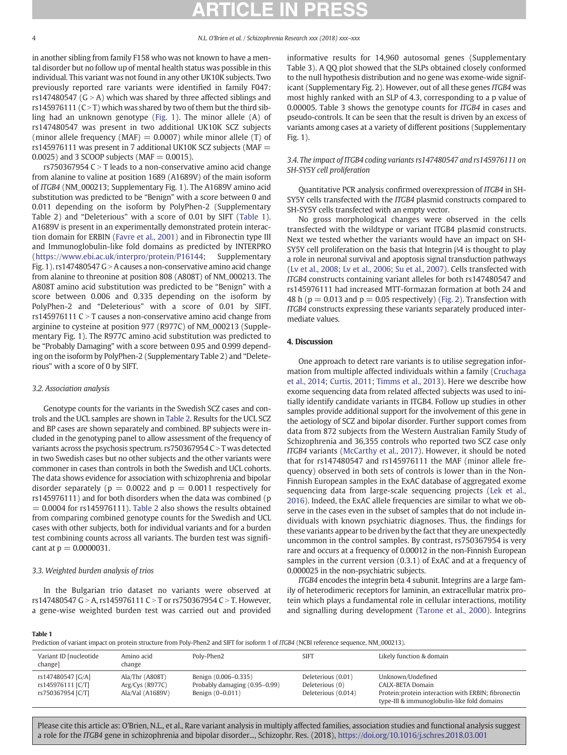in another sibling from family F158 who was not known to have a mental disorder but no follow up of mental health status was possible in this individual. This variant was not found in any other UK10K subjects. Two previously reported rare variants were identified in family F047: rs147480547 (G > A) which was shared by three affected siblings and rs145976111 (C > T) which was shared by two of them but the third sibling had an unknown genotype (Fig. 1). The minor allele (A) of rs147480547 was present in two additional UK10K SCZ subjects (minor allele frequency (MAF) = 0.0007) while minor allele (T) of rs145976111 was present in 7 additional UK10K SCZ subjects (MAF = 0.0025) and 3 SCOOP subjects (MAF = 0.0015).

rs750367954 C > T leads to a non-conservative amino acid change from alanine to valine at position 1689 (A1689V) of the main isoform of *ITGB4* (NM_000213; Supplementary Fig. 1). The A1689V amino acid substitution was predicted to be "Benign" with a score between 0 and 0.011 depending on the isoform by PolyPhen-2 (Supplementary Table 2) and "Deleterious" with a score of 0.01 by SIFT (Table 1). A1689V is present in an experimentally demonstrated protein interaction domain for ERBIN (Favre et al., 2001) and in Fibronectin type III and Immunoglobulin-like fold domains as predicted by INTERPRO (https://www.ebi.ac.uk/interpro/protein/P16144; Supplementary Fig. 1). rs147480547 G > A causes a non-conservative amino acid change from alanine to threonine at position 808 (A808T) of NM_000213. The A808T amino acid substitution was predicted to be "Benign" with a score between 0.006 and 0.335 depending on the isoform by PolyPhen-2 and "Deleterious" with a score of 0.01 by SIFT. rs145976111 C > T causes a non-conservative amino acid change from arginine to cysteine at position 977 (R977C) of NM_000213 (Supplementary Fig. 1). The R977C amino acid substitution was predicted to be "Probably Damaging" with a score between 0.95 and 0.999 depending on the isoform by PolyPhen-2 (Supplementary Table 2) and "Deleterious" with a score of 0 by SIFT.

### 3.2. Association analysis

Genotype counts for the variants in the Swedish SCZ cases and controls and the UCL samples are shown in Table 2. Results for the UCL SCZ and BP cases are shown separately and combined. BP subjects were included in the genotyping panel to allow assessment of the frequency of variants across the psychosis spectrum. rs750367954 C > T was detected in two Swedish cases but no other subjects and the other variants were commoner in cases than controls in both the Swedish and UCL cohorts. The data shows evidence for association with schizophrenia and bipolar disorder separately ($p = 0.0022$ and $p = 0.0011$ respectively for rs145976111) and for both disorders when the data was combined ($p = 0.0004$ for rs145976111). Table 2 also shows the results obtained from comparing combined genotype counts for the Swedish and UCL cases with other subjects, both for individual variants and for a burden test combining counts across all variants. The burden test was significant at $p = 0.0000031$.

### 3.3. Weighted burden analysis of trios

In the Bulgarian trio dataset no variants were observed at rs147480547 G > A, rs145976111 C > T or rs750367954 G > T. However, a gene-wise weighted burden test was carried out and provided informative results for 14,960 autosomal genes (Supplementary Table 3). A QQ plot showed that the SLPs obtained closely conformed to the null hypothesis distribution and no gene was exome-wide significant (Supplementary Fig. 2). However, out of all these genes *ITGB4* was most highly ranked with an SLP of 4.3, corresponding to a p value of 0.00005. Table 3 shows the genotype counts for *ITGB4* in cases and pseudo-controls. It can be seen that the result is driven by an excess of variants among cases at a variety of different positions (Supplementary Fig. 1).

### 3.4. The impact of ITGB4 coding variants rs147480547 and rs145976111 on SH-SY5Y cell proliferation

Quantitative PCR analysis confirmed overexpression of *ITGB4* in SH-SY5Y cells transfected with the *ITGB4* plasmid constructs compared to SH-SY5Y cells transfected with an empty vector.

No gross morphological changes were observed in the cells transfected with the wildtype or variant ITGB4 plasmid constructs. Next we tested whether the variants would have an impact on SH-SY5Y cell proliferation on the basis that Integrin β4 is thought to play a role in neuronal survival and apoptosis signal transduction pathways (Lv et al., 2008; Lv et al., 2006; Su et al., 2007). Cells transfected with *ITGB4* constructs containing variant alleles for both rs147480547 and rs145976111 had increased MTT-formazan formation at both 24 and 48 h ($p = 0.013$ and $p = 0.05$ respectively) (Fig. 2). Transfection with *ITGB4* constructs expressing these variants separately produced intermediate values.

## 4. Discussion

One approach to detect rare variants is to utilise segregation information from multiple affected individuals within a family (Cruchaga et al., 2014; Curtis, 2011; Timms et al., 2013). Here we describe how exome sequencing data from related affected subjects was used to initially identify candidate variants in ITGB4. Follow up studies in other samples provide additional support for the involvement of this gene in the aetiology of SCZ and bipolar disorder. Further support comes from data from 872 subjects from the Western Australian Family Study of Schizophrenia and 36,355 controls who reported two SCZ case only *ITGB4* variants (McCarthy et al., 2017). However, it should be noted that for rs147480547 and rs145976111 the MAF (minor allele frequency) observed in both sets of controls is lower than in the Non-Finnish European samples in the ExAC database of aggregated exome sequencing data from large-scale sequencing projects (Lek et al., 2016). Indeed, the ExAC allele frequencies are similar to what we observe in the cases even in the subset of samples that do not include individuals with known psychiatric diagnoses. Thus, the findings for these variants appear to be driven by the fact that they are unexpectedly uncommon in the control samples. By contrast, rs750367954 is very rare and occurs at a frequency of 0.00012 in the non-Finnish European samples in the current version (0.3.1) of ExAC and at a frequency of 0.000025 in the non-psychiatric subjects.

*ITGB4* encodes the integrin beta 4 subunit. Integrins are a large family of heterodimeric receptors for laminin, an extracellular matrix protein which plays a fundamental role in cellular interactions, motility and signalling during development (Tarone et al., 2000). Integrins

**Table 1**
Prediction of variant impact on protein structure from Poly-Phen2 and SIFT for isoform 1 of *ITGB4* (NCBI reference sequence, NM_000213).

| Variant ID [nucleotide change] | Amino acid change | Poly-Phen2 | SIFT | Likely function & domain |
|---|---|---|---|---|
| rs147480547 [G/A] | Ala/Thr (A808T) | Benign (0.006–0.335) | Deleterious (0.01) | Unknown/Undefined |
| rs145976111 [C/T] | Arg/Cys (R977C) | Probably damaging (0.95–0.99) | Deleterious (0) | CALX-BETA Domain |
| rs750367954 [C/T] | Ala/Val (A1689V) | Benign (0–0.011) | Deleterious (0.014) | Protein:protein interaction with ERBIN; fibronectin type-III & immunoglobulin-like fold domains |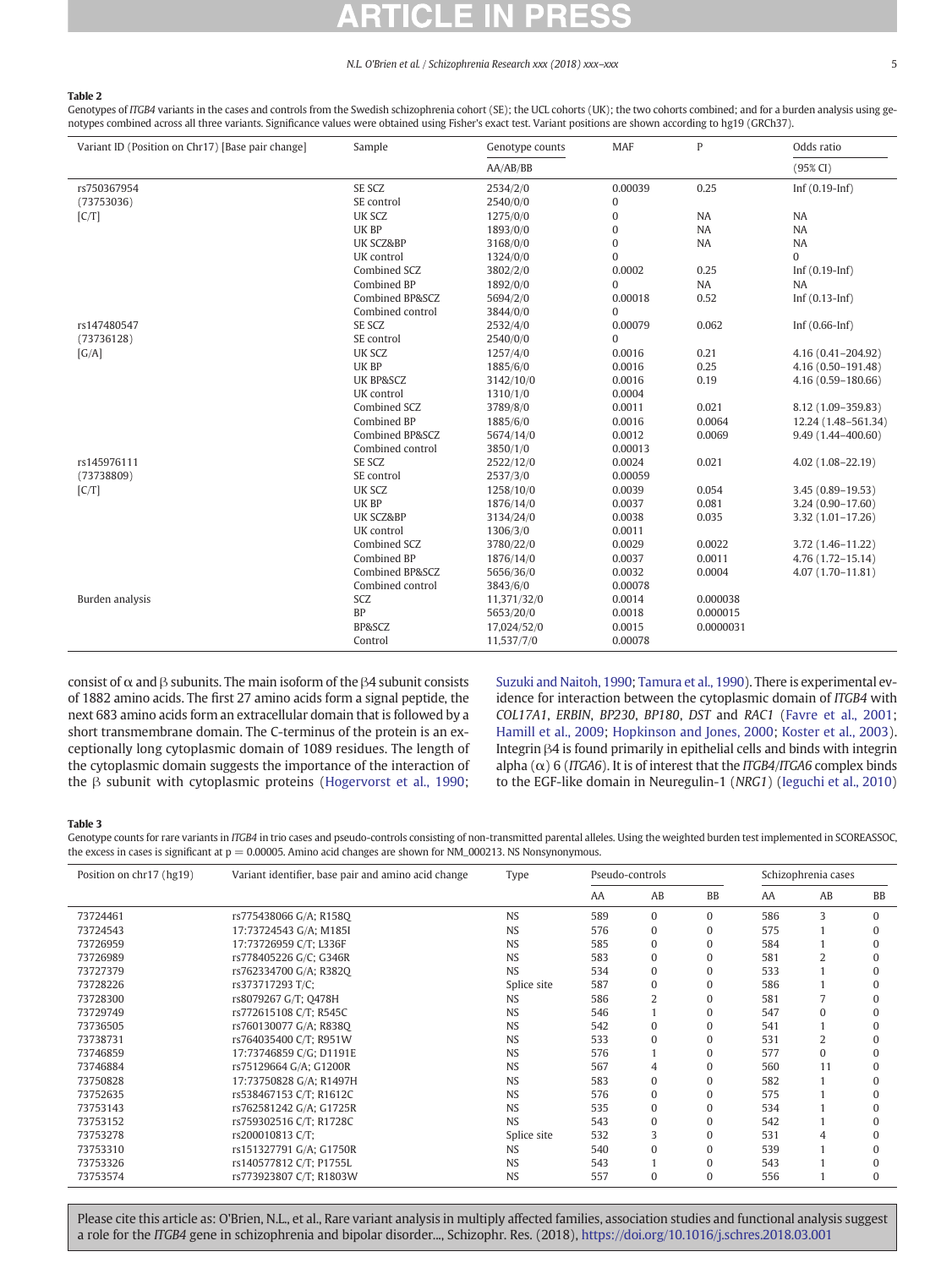**Table 2**
Genotypes of *ITGB4* variants in the cases and controls from the Swedish schizophrenia cohort (SE); the UCL cohorts (UK); the two cohorts combined; and for a burden analysis using genotypes combined across all three variants. Significance values were obtained using Fisher's exact test. Variant positions are shown according to hg19 (GRCh37).

| Variant ID (Position on Chr17) [Base pair change] | Sample | Genotype counts | MAF | P | Odds ratio |
|---|---|---|---|---|---|
| | | AA/AB/BB | | | (95% CI) |
| rs750367954 | SE SCZ | 2534/2/0 | 0.00039 | 0.25 | Inf (0.19-Inf) |
| (73753036) | SE control | 2540/0/0 | 0 | | |
| [C/T] | UK SCZ | 1275/0/0 | 0 | NA | NA |
| | UK BP | 1893/0/0 | 0 | NA | NA |
| | UK SCZ&BP | 3168/0/0 | 0 | NA | NA |
| | UK control | 1324/0/0 | 0 | | 0 |
| | Combined SCZ | 3802/2/0 | 0.0002 | 0.25 | Inf (0.19-Inf) |
| | Combined BP | 1892/0/0 | 0 | NA | NA |
| | Combined BP&SCZ | 5694/2/0 | 0.00018 | 0.52 | Inf (0.13-Inf) |
| | Combined control | 3844/0/0 | 0 | | |
| rs147480547 | SE SCZ | 2532/4/0 | 0.00079 | 0.062 | Inf (0.66-Inf) |
| (73736128) | SE control | 2540/0/0 | 0 | | |
| [G/A] | UK SCZ | 1257/4/0 | 0.0016 | 0.21 | 4.16 (0.41–204.92) |
| | UK BP | 1885/6/0 | 0.0016 | 0.25 | 4.16 (0.50–191.48) |
| | UK BP&SCZ | 3142/10/0 | 0.0016 | 0.19 | 4.16 (0.59–180.66) |
| | UK control | 1310/1/0 | 0.0004 | | |
| | Combined SCZ | 3789/8/0 | 0.0011 | 0.021 | 8.12 (1.09–359.83) |
| | Combined BP | 1885/6/0 | 0.0016 | 0.0064 | 12.24 (1.48–561.34) |
| | Combined BP&SCZ | 5674/14/0 | 0.0012 | 0.0069 | 9.49 (1.44–400.60) |
| | Combined control | 3850/1/0 | 0.00013 | | |
| rs145976111 | SE SCZ | 2522/12/0 | 0.0024 | 0.021 | 4.02 (1.08–22.19) |
| (73738809) | SE control | 2537/3/0 | 0.00059 | | |
| [C/T] | UK SCZ | 1258/10/0 | 0.0039 | 0.054 | 3.45 (0.89–19.53) |
| | UK BP | 1876/14/0 | 0.0037 | 0.081 | 3.24 (0.90–17.60) |
| | UK SCZ&BP | 3134/24/0 | 0.0038 | 0.035 | 3.32 (1.01–17.26) |
| | UK control | 1306/3/0 | 0.0011 | | |
| | Combined SCZ | 3780/22/0 | 0.0029 | 0.0022 | 3.72 (1.46–11.22) |
| | Combined BP | 1876/14/0 | 0.0037 | 0.0011 | 4.76 (1.72–15.14) |
| | Combined BP&SCZ | 5656/36/0 | 0.0032 | 0.0004 | 4.07 (1.70–11.81) |
| | Combined control | 3843/6/0 | 0.00078 | | |
| Burden analysis | SCZ | 11,371/32/0 | 0.0014 | 0.000038 | |
| | BP | 5653/20/0 | 0.0018 | 0.000015 | |
| | BP&SCZ | 17,024/52/0 | 0.0015 | 0.0000031 | |
| | Control | 11,537/7/0 | 0.00078 | | |

consist of α and β subunits. The main isoform of the β4 subunit consists of 1882 amino acids. The first 27 amino acids form a signal peptide, the next 683 amino acids form an extracellular domain that is followed by a short transmembrane domain. The C-terminus of the protein is an exceptionally long cytoplasmic domain of 1089 residues. The length of the cytoplasmic domain suggests the importance of the interaction of the β subunit with cytoplasmic proteins (Hogervorst et al., 1990; Suzuki and Naitoh, 1990; Tamura et al., 1990). There is experimental evidence for interaction between the cytoplasmic domain of *ITGB4* with *COL17A1*, *ERBIN*, *BP230*, *BP180*, *DST* and *RAC1* (Favre et al., 2001; Hamill et al., 2009; Hopkinson and Jones, 2000; Koster et al., 2003). Integrin β4 is found primarily in epithelial cells and binds with integrin alpha (α) 6 (*ITGA6*). It is of interest that the *ITGB4*/*ITGA6* complex binds to the EGF-like domain in Neuregulin-1 (*NRG1*) (Ieguchi et al., 2010)

**Table 3**
Genotype counts for rare variants in *ITGB4* in trio cases and pseudo-controls consisting of non-transmitted parental alleles. Using the weighted burden test implemented in SCOREASSOC, the excess in cases is significant at p = 0.00005. Amino acid changes are shown for NM_000213. NS Nonsynonymous.

| Position on chr17 (hg19) | Variant identifier, base pair and amino acid change | Type | Pseudo-controls | | | Schizophrenia cases | | |
|---|---|---|---|---|---|---|---|---|
| | | | AA | AB | BB | AA | AB | BB |
| 73724461 | rs775438066 G/A; R158Q | NS | 589 | 0 | 0 | 586 | 3 | 0 |
| 73724543 | 17:73724543 G/A; M185I | NS | 576 | 0 | 0 | 575 | 1 | 0 |
| 73726959 | 17:73726959 C/T; L336F | NS | 585 | 0 | 0 | 584 | 1 | 0 |
| 73726989 | rs778405226 G/C; G346R | NS | 583 | 0 | 0 | 581 | 2 | 0 |
| 73727379 | rs762334700 G/A; R382Q | NS | 534 | 0 | 0 | 533 | 1 | 0 |
| 73728226 | rs373717293 T/C; | Splice site | 587 | 0 | 0 | 586 | 1 | 0 |
| 73728300 | rs8079267 G/T; Q478H | NS | 586 | 2 | 0 | 581 | 7 | 0 |
| 73729749 | rs772615108 C/T; R545C | NS | 546 | 1 | 0 | 547 | 0 | 0 |
| 73736505 | rs760130077 G/A; R838Q | NS | 542 | 0 | 0 | 541 | 1 | 0 |
| 73738731 | rs764035400 C/T; R951W | NS | 533 | 0 | 0 | 531 | 2 | 0 |
| 73746859 | 17:73746859 C/G; D1191E | NS | 576 | 1 | 0 | 577 | 0 | 0 |
| 73746884 | rs75129664 G/A; G1200R | NS | 567 | 4 | 0 | 560 | 11 | 0 |
| 73750828 | 17:73750828 G/A; R1497H | NS | 583 | 0 | 0 | 582 | 1 | 0 |
| 73752635 | rs538467153 C/T; R1612C | NS | 576 | 0 | 0 | 575 | 1 | 0 |
| 73753143 | rs762581242 G/A; G1725R | NS | 535 | 0 | 0 | 534 | 1 | 0 |
| 73753152 | rs759302516 C/T; R1728C | NS | 543 | 0 | 0 | 542 | 1 | 0 |
| 73753278 | rs200010813 C/T; | Splice site | 532 | 3 | 0 | 531 | 4 | 0 |
| 73753310 | rs151327791 G/A; G1750R | NS | 540 | 0 | 0 | 539 | 1 | 0 |
| 73753326 | rs140577812 C/T; P1755L | NS | 543 | 1 | 0 | 543 | 1 | 0 |
| 73753574 | rs773923807 C/T; R1803W | NS | 557 | 0 | 0 | 556 | 1 | 0 |

Please cite this article as: O'Brien, N.L., et al., Rare variant analysis in multiply affected families, association studies and functional analysis suggest a role for the *ITGB4* gene in schizophrenia and bipolar disorder..., Schizophr. Res. (2018), https://doi.org/10.1016/j.schres.2018.03.001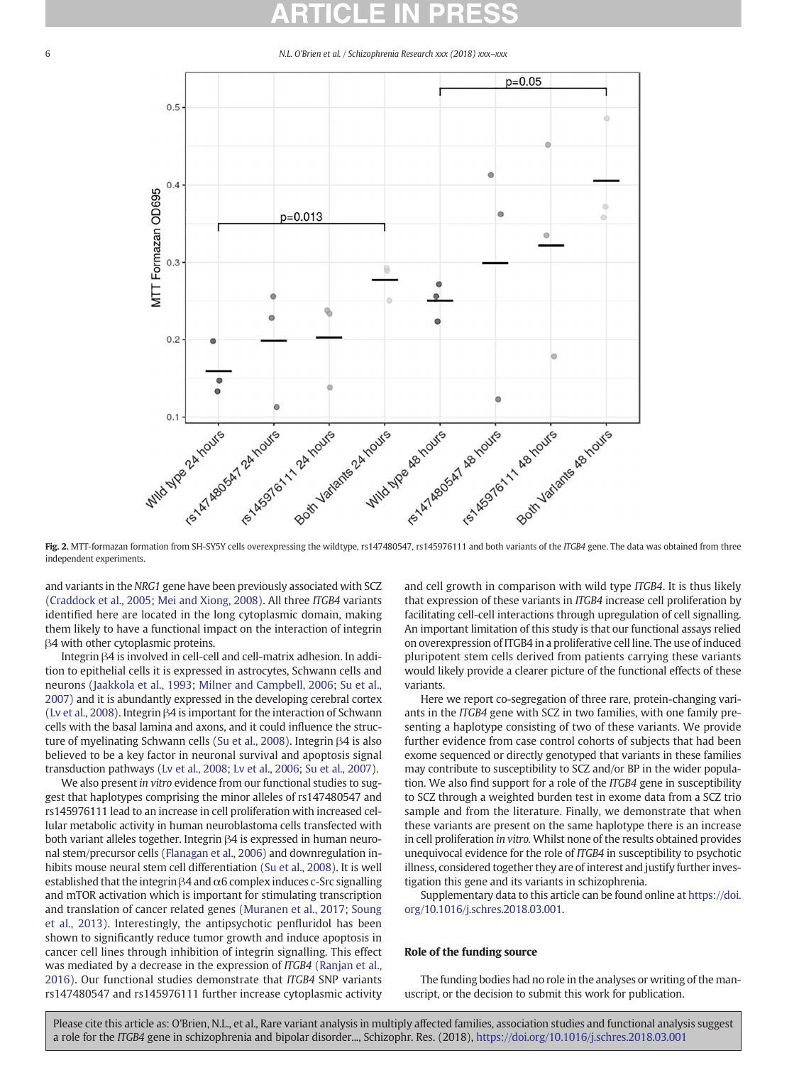Fig. 2. MTT-formazan formation from SH-SY5Y cells overexpressing the wildtype, rs147480547, rs145976111 and both variants of the *ITGB4* gene. The data was obtained from three independent experiments.

and variants in the *NRG1* gene have been previously associated with SCZ (Craddock et al., 2005; Mei and Xiong, 2008). All three *ITGB4* variants identified here are located in the long cytoplasmic domain, making them likely to have a functional impact on the interaction of integrin β4 with other cytoplasmic proteins.

Integrin β4 is involved in cell-cell and cell-matrix adhesion. In addition to epithelial cells it is expressed in astrocytes, Schwann cells and neurons (Jaakkola et al., 1993; Milner and Campbell, 2006; Su et al., 2007) and it is abundantly expressed in the developing cerebral cortex (Lv et al., 2008). Integrin β4 is important for the interaction of Schwann cells with the basal lamina and axons, and it could influence the structure of myelinating Schwann cells (Su et al., 2008). Integrin β4 is also believed to be a key factor in neuronal survival and apoptosis signal transduction pathways (Lv et al., 2008; Lv et al., 2006; Su et al., 2007).

We also present *in vitro* evidence from our functional studies to suggest that haplotypes comprising the minor alleles of rs147480547 and rs145976111 lead to an increase in cell proliferation with increased cellular metabolic activity in human neuroblastoma cells transfected with both variant alleles together. Integrin β4 is expressed in human neuronal stem/precursor cells (Flanagan et al., 2006) and downregulation inhibits mouse neural stem cell differentiation (Su et al., 2008). It is well established that the integrin β4 and α6 complex induces c-Src signalling and mTOR activation which is important for stimulating transcription and translation of cancer related genes (Muranen et al., 2017; Soung et al., 2013). Interestingly, the antipsychotic penfluridol has been shown to significantly reduce tumor growth and induce apoptosis in cancer cell lines through inhibition of integrin signalling. This effect was mediated by a decrease in the expression of *ITGB4* (Ranjan et al., 2016). Our functional studies demonstrate that *ITGB4* SNP variants rs147480547 and rs145976111 further increase cytoplasmic activity and cell growth in comparison with wild type *ITGB4*. It is thus likely that expression of these variants in *ITGB4* increase cell proliferation by facilitating cell-cell interactions through upregulation of cell signalling. An important limitation of this study is that our functional assays relied on overexpression of ITGB4 in a proliferative cell line. The use of induced pluripotent stem cells derived from patients carrying these variants would likely provide a clearer picture of the functional effects of these variants.

Here we report co-segregation of three rare, protein-changing variants in the *ITGB4* gene with SCZ in two families, with one family presenting a haplotype consisting of two of these variants. We provide further evidence from case control cohorts of subjects that had been exome sequenced or directly genotyped that variants in these families may contribute to susceptibility to SCZ and/or BP in the wider population. We also find support for a role of the *ITGB4* gene in susceptibility to SCZ through a weighted burden test in exome data from a SCZ trio sample and from the literature. Finally, we demonstrate that when these variants are present on the same haplotype there is an increase in cell proliferation *in vitro*. Whilst none of the results obtained provides unequivocal evidence for the role of *ITGB4* in susceptibility to psychotic illness, considered together they are of interest and justify further investigation this gene and its variants in schizophrenia.

Supplementary data to this article can be found online at https://doi.org/10.1016/j.schres.2018.03.001.

## Role of the funding source

The funding bodies had no role in the analyses or writing of the manuscript, or the decision to submit this work for publication.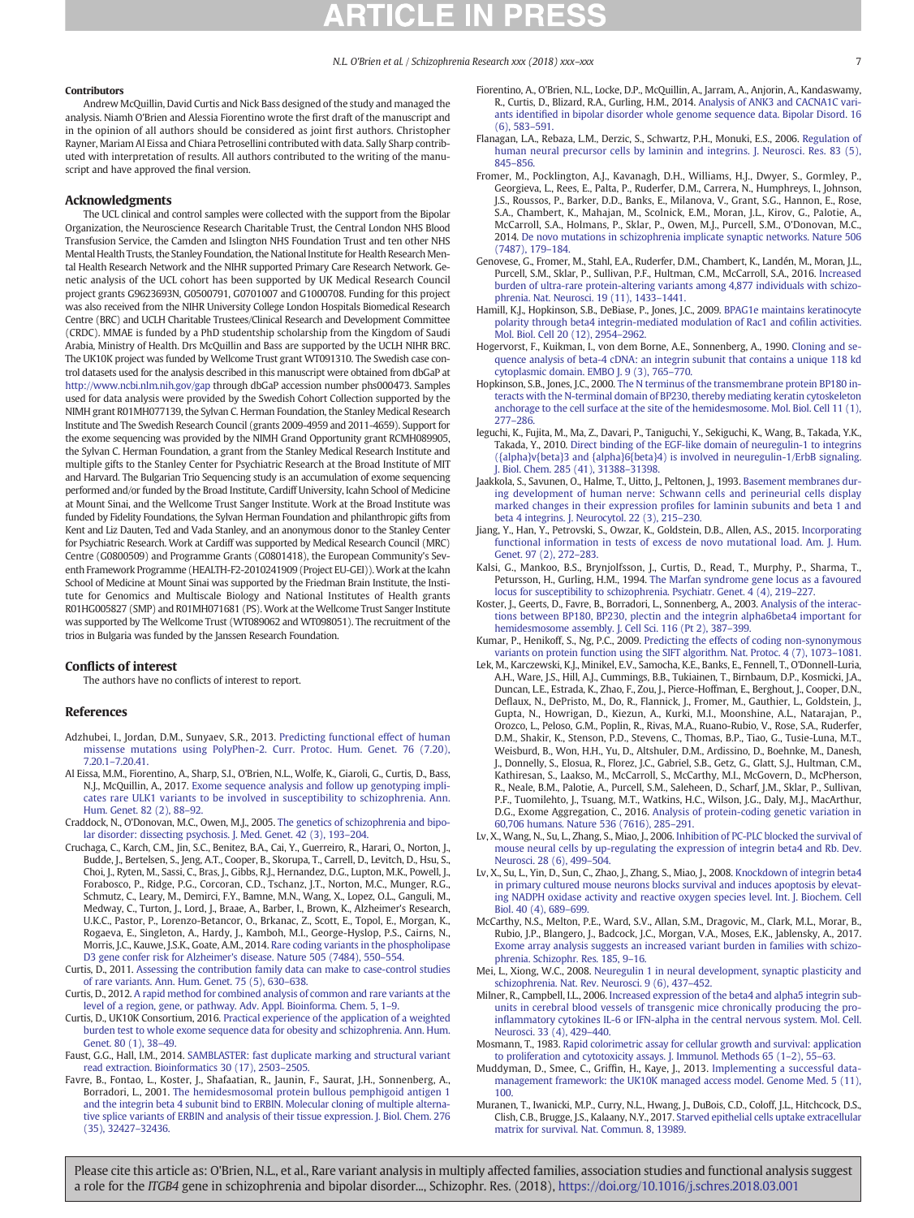### Contributors

Andrew McQuillin, David Curtis and Nick Bass designed of the study and managed the analysis. Niamh O'Brien and Alessia Fiorentino wrote the first draft of the manuscript and in the opinion of all authors should be considered as joint first authors. Christopher Rayner, Mariam Al Eissa and Chiara Petrosellini contributed with data. Sally Sharp contributed with interpretation of results. All authors contributed to the writing of the manuscript and have approved the final version.

### Acknowledgments

The UCL clinical and control samples were collected with the support from the Bipolar Organization, the Neuroscience Research Charitable Trust, the Central London NHS Blood Transfusion Service, the Camden and Islington NHS Foundation Trust and ten other NHS Mental Health Trusts, the Stanley Foundation, the National Institute for Health Research Mental Health Research Network and the NIHR supported Primary Care Research Network. Genetic analysis of the UCL cohort has been supported by UK Medical Research Council project grants G9623693N, G0500791, G0701007 and G1000708. Funding for this project was also received from the NIHR University College London Hospitals Biomedical Research Centre (BRC) and UCLH Charitable Trustees/Clinical Research and Development Committee (CRDC). MMAE is funded by a PhD studentship scholarship from the Kingdom of Saudi Arabia, Ministry of Health. Drs McQuillin and Bass are supported by the UCLH NIHR BRC. The UK10K project was funded by Wellcome Trust grant WT091310. The Swedish case control datasets used for the analysis described in this manuscript were obtained from dbGaP at http://www.ncbi.nlm.nih.gov/gap through dbGaP accession number phs000473. Samples used for data analysis were provided by the Swedish Cohort Collection supported by the NIMH grant R01MH077139, the Sylvan C. Herman Foundation, the Stanley Medical Research Institute and The Swedish Research Council (grants 2009-4959 and 2011-4659). Support for the exome sequencing was provided by the NIMH Grand Opportunity grant RCMH089905, the Sylvan C. Herman Foundation, a grant from the Stanley Medical Research Institute and multiple gifts to the Stanley Center for Psychiatric Research at the Broad Institute of MIT and Harvard. The Bulgarian Trio Sequencing study is an accumulation of exome sequencing performed and/or funded by the Broad Institute, Cardiff University, Icahn School of Medicine at Mount Sinai, and the Wellcome Trust Sanger Institute. Work at the Broad Institute was funded by Fidelity Foundations, the Sylvan Herman Foundation and philanthropic gifts from Kent and Liz Dauten, Ted and Vada Stanley, and an anonymous donor to the Stanley Center for Psychiatric Research. Work at Cardiff was supported by Medical Research Council (MRC) Centre (G0800509) and Programme Grants (G0801418), the European Community's Seventh Framework Programme (HEALTH-F2-2010241909 (Project EU-GEI)). Work at the Icahn School of Medicine at Mount Sinai was supported by the Friedman Brain Institute, the Institute for Genomics and Multiscale Biology and National Institutes of Health grants R01HG005827 (SMP) and R01MH071681 (PS). Work at the Wellcome Trust Sanger Institute was supported by The Wellcome Trust (WT089062 and WT098051). The recruitment of the trios in Bulgaria was funded by the Janssen Research Foundation.

### Conflicts of interest

The authors have no conflicts of interest to report.

### References

Adzhubei, I., Jordan, D.M., Sunyaev, S.R., 2013. Predicting functional effect of human missense mutations using PolyPhen-2. Curr. Protoc. Hum. Genet. 76 (7.20), 7.20.1–7.20.41.

Al Eissa, M.M., Fiorentino, A., Sharp, S.I., O'Brien, N.L., Wolfe, K., Giaroli, G., Curtis, D., Bass, N.J., McQuillin, A., 2017. Exome sequence analysis and follow up genotyping implicates rare ULK1 variants to be involved in susceptibility to schizophrenia. Ann. Hum. Genet. 82 (2), 88–92.

Craddock, N., O'Donovan, M.C., Owen, M.J., 2005. The genetics of schizophrenia and bipolar disorder: dissecting psychosis. J. Med. Genet. 42 (3), 193–204.

Cruchaga, C., Karch, C.M., Jin, S.C., Benitez, B.A., Cai, Y., Guerreiro, R., Harari, O., Norton, J., Budde, J., Bertelsen, S., Jeng, A.T., Cooper, B., Skorupa, T., Carrell, D., Levitch, D., Hsu, S., Choi, J., Ryten, M., Sassi, C., Bras, J., Gibbs, R.J., Hernandez, D.G., Lupton, M.K., Powell, J., Forabosco, P., Ridge, P.G., Corcoran, C.D., Tschanz, J.T., Norton, M.C., Munger, R.G., Schmutz, C., Leary, M., Demirci, F.Y., Bamne, M.N., Wang, X., Lopez, O.L., Ganguli, M., Medway, C., Turton, J., Lord, J., Braae, A., Barber, I., Brown, K., Alzheimer's Research, U.K.C., Pastor, P., Lorenzo-Betancor, O., Brkanac, Z., Scott, E., Topol, E., Morgan, K., Rogaeva, E., Singleton, A., Hardy, J., Kamboh, M.I., George-Hyslop, P.S., Cairns, N., Morris, J.C., Kauwe, J.S.K., Goate, A.M., 2014. Rare coding variants in the phospholipase D3 gene confer risk for Alzheimer's disease. Nature 505 (7484), 550–554.

Curtis, D., 2011. Assessing the contribution family data can make to case-control studies of rare variants. Ann. Hum. Genet. 75 (5), 630–638.

Curtis, D., 2012. A rapid method for combined analysis of common and rare variants at the level of a region, gene, or pathway. Adv. Appl. Bioinforma. Chem. 5, 1–9.

Curtis, D., UK10K Consortium, 2016. Practical experience of the application of a weighted burden test to whole exome sequence data for obesity and schizophrenia. Ann. Hum. Genet. 80 (1), 38–49.

Faust, G.G., Hall, I.M., 2014. SAMBLASTER: fast duplicate marking and structural variant read extraction. Bioinformatics 30 (17), 2503–2505.

Favre, B., Fontao, L., Koster, J., Shafaatian, R., Jaunin, F., Saurat, J.H., Sonnenberg, A., Borradori, L., 2001. The hemidesmosomal protein bullous pemphigoid antigen 1 and the integrin beta 4 subunit bind to ERBIN. Molecular cloning of multiple alternative splice variants of ERBIN and analysis of their tissue expression. J. Biol. Chem. 276 (35), 32427–32436.

Fiorentino, A., O'Brien, N.L., Locke, D.P., McQuillin, A., Jarram, A., Anjorin, A., Kandaswamy, R., Curtis, D., Blizard, R.A., Gurling, H.M., 2014. Analysis of ANK3 and CACNA1C variants identified in bipolar disorder whole genome sequence data. Bipolar Disord. 16 (6), 583–591.

Flanagan, L.A., Rebaza, L.M., Derzic, S., Schwartz, P.H., Monuki, E.S., 2006. Regulation of human neural precursor cells by laminin and integrins. J. Neurosci. Res. 83 (5), 845–856.

Fromer, M., Pocklington, A.J., Kavanagh, D.H., Williams, H.J., Dwyer, S., Gormley, P., Georgieva, L., Rees, E., Palta, P., Ruderfer, D.M., Carrera, N., Humphreys, I., Johnson, J.S., Roussos, P., Barker, D.D., Banks, E., Milanova, V., Grant, S.G., Hannon, E., Rose, S.A., Chambert, K., Mahajan, M., Scolnick, E.M., Moran, J.L., Kirov, G., Palotie, A., McCarroll, S.A., Holmans, P., Sklar, P., Owen, M.J., Purcell, S.M., O'Donovan, M.C., 2014. De novo mutations in schizophrenia implicate synaptic networks. Nature 506 (7487), 179–184.

Genovese, G., Fromer, M., Stahl, E.A., Ruderfer, D.M., Chambert, K., Landén, M., Moran, J.L., Purcell, S.M., Sklar, P., Sullivan, P.F., Hultman, C.M., McCarroll, S.A., 2016. Increased burden of ultra-rare protein-altering variants among 4,877 individuals with schizophrenia. Nat. Neurosci. 19 (11), 1433–1441.

Hamill, K.J., Hopkinson, S.B., DeBiase, P., Jones, J.C., 2009. BPAG1e maintains keratinocyte polarity through beta4 integrin-mediated modulation of Rac1 and cofilin activities. Mol. Biol. Cell 20 (12), 2954–2962.

Hogervorst, F., Kuikman, I., von dem Borne, A.E., Sonnenberg, A., 1990. Cloning and sequence analysis of beta-4 cDNA: an integrin subunit that contains a unique 118 kd cytoplasmic domain. EMBO J. 9 (3), 765–770.

Hopkinson, S.B., Jones, J.C., 2000. The N terminus of the transmembrane protein BP180 interacts with the N-terminal domain of BP230, thereby mediating keratin cytoskeleton anchorage to the cell surface at the site of the hemidesmosome. Mol. Biol. Cell 11 (1), 277–286.

Ieguchi, K., Fujita, M., Ma, Z., Davari, P., Taniguchi, Y., Sekiguchi, K., Wang, B., Takada, Y.K., Takada, Y., 2010. Direct binding of the EGF-like domain of neuregulin-1 to integrins ({alpha}v{beta}3 and {alpha}6{beta}4) is involved in neuregulin-1/ErbB signaling. J. Biol. Chem. 285 (41), 31388–31398.

Jaakkola, S., Savunen, O., Halme, T., Uitto, J., Peltonen, J., 1993. Basement membranes during development of human nerve: Schwann cells and perineurial cells display marked changes in their expression profiles for laminin subunits and beta 1 and beta 4 integrins. J. Neurocytol. 22 (3), 215–230.

Jiang, Y., Han, Y., Petrovski, S., Owzar, K., Goldstein, D.B., Allen, A.S., 2015. Incorporating functional information in tests of excess de novo mutational load. Am. J. Hum. Genet. 97 (2), 272–283.

Kalsi, G., Mankoo, B.S., Brynjolfsson, J., Curtis, D., Read, T., Murphy, P., Sharma, T., Petursson, H., Gurling, H.M., 1994. The Marfan syndrome gene locus as a favoured locus for susceptibility to schizophrenia. Psychiatr. Genet. 4 (4), 219–227.

Koster, J., Geerts, D., Favre, B., Borradori, L., Sonnenberg, A., 2003. Analysis of the interactions between BP180, BP230, plectin and the integrin alpha6beta4 important for hemidesmosome assembly. J. Cell Sci. 116 (Pt 2), 387–399.

Kumar, P., Henikoff, S., Ng, P.C., 2009. Predicting the effects of coding non-synonymous variants on protein function using the SIFT algorithm. Nat. Protoc. 4 (7), 1073–1081.

Lek, M., Karczewski, K.J., Minikel, E.V., Samocha, K.E., Banks, E., Fennell, T., O'Donnell-Luria, A.H., Ware, J.S., Hill, A.J., Cummings, B.B., Tukiainen, T., Birnbaum, D.P., Kosmicki, J.A., Duncan, L.E., Estrada, K., Zhao, F., Zou, J., Pierce-Hoffman, E., Berghout, J., Cooper, D.N., Deflaux, N., DePristo, M., Do, R., Flannick, J., Fromer, M., Gauthier, L., Goldstein, J., Gupta, N., Howrigan, D., Kiezun, A., Kurki, M.I., Moonshine, A.L., Natarajan, P., Orozco, L., Peloso, G.M., Poplin, R., Rivas, M.A., Ruano-Rubio, V., Rose, S.A., Ruderfer, D.M., Shakir, K., Stenson, P.D., Stevens, C., Thomas, B.P., Tiao, G., Tusie-Luna, M.T., Weisburd, B., Won, H.H., Yu, D., Altshuler, D.M., Ardissino, D., Boehnke, M., Danesh, J., Donnelly, S., Elosua, R., Florez, J.C., Gabriel, S.B., Getz, G., Glatt, S.J., Hultman, C.M., Kathiresan, S., Laakso, M., McCarroll, S., McCarthy, M.I., McGovern, D., McPherson, R., Neale, B.M., Palotie, A., Purcell, S.M., Saleheen, D., Scharf, J.M., Sklar, P., Sullivan, P.F., Tuomilehto, J., Tsuang, M.T., Watkins, H.C., Wilson, J.G., Daly, M.J., MacArthur, D.G., Exome Aggregation, C., 2016. Analysis of protein-coding genetic variation in 60,706 humans. Nature 536 (7616), 285–291.

Lv, X., Wang, N., Su, L., Zhang, S., Miao, J., 2006. Inhibition of PC-PLC blocked the survival of mouse neural cells by up-regulating the expression of integrin beta4 and Rb. Dev. Neurosci. 28 (6), 499–504.

Lv, X., Su, L., Yin, D., Sun, C., Zhao, J., Zhang, S., Miao, J., 2008. Knockdown of integrin beta4 in primary cultured mouse neurons blocks survival and induces apoptosis by elevating NADPH oxidase activity and reactive oxygen species level. Int. J. Biochem. Cell Biol. 40 (4), 689–699.

McCarthy, N.S., Melton, P.E., Ward, S.V., Allan, S.M., Dragovic, M., Clark, M.L., Morar, B., Rubio, J.P., Blangero, J., Badcock, J.C., Morgan, V.A., Moses, E.K., Jablensky, A., 2017. Exome array analysis suggests an increased variant burden in families with schizophrenia. Schizophr. Res. 185, 9–16.

Mei, L., Xiong, W.C., 2008. Neuregulin 1 in neural development, synaptic plasticity and schizophrenia. Nat. Rev. Neurosci. 9 (6), 437–452.

Milner, R., Campbell, I.L., 2006. Increased expression of the beta4 and alpha5 integrin subunits in cerebral blood vessels of transgenic mice chronically producing the pro-inflammatory cytokines IL-6 or IFN-alpha in the central nervous system. Mol. Cell. Neurosci. 33 (4), 429–440.

Mosmann, T., 1983. Rapid colorimetric assay for cellular growth and survival: application to proliferation and cytotoxicity assays. J. Immunol. Methods 65 (1–2), 55–63.

Muddyman, D., Smee, C., Griffin, H., Kaye, J., 2013. Implementing a successful data-management framework: the UK10K managed access model. Genome Med. 5 (11), 100.

Muranen, T., Iwanicki, M.P., Curry, N.L., Hwang, J., DuBois, C.D., Coloff, J.L., Hitchcock, D.S., Clish, C.B., Brugge, J.S., Kalaany, N.Y., 2017. Starved epithelial cells uptake extracellular matrix for survival. Nat. Commun. 8, 13989.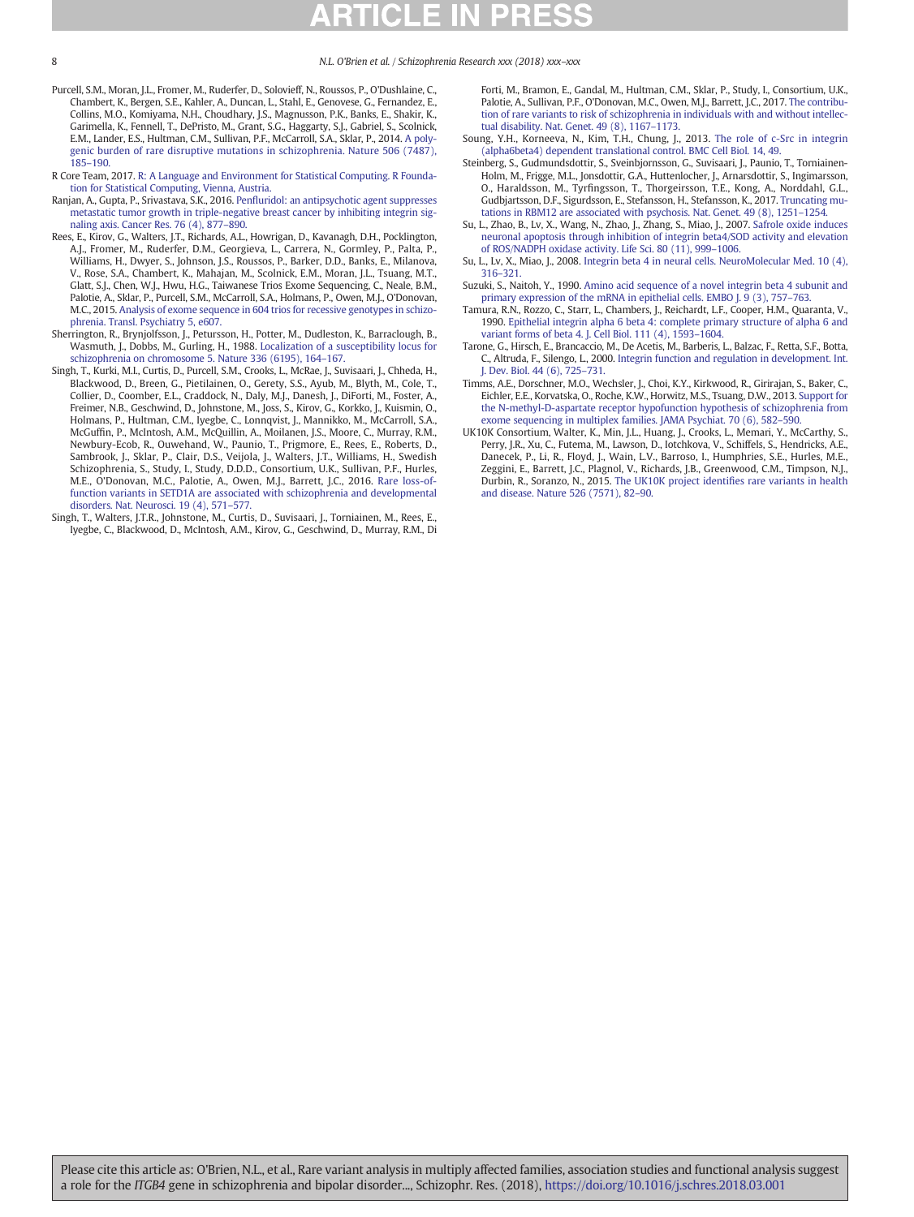Purcell, S.M., Moran, J.L., Fromer, M., Ruderfer, D., Solovieff, N., Roussos, P., O'Dushlaine, C., Chambert, K., Bergen, S.E., Kahler, A., Duncan, L., Stahl, E., Genovese, G., Fernandez, E., Collins, M.O., Komiyama, N.H., Choudhary, J.S., Magnusson, P.K., Banks, E., Shakir, K., Garimella, K., Fennell, T., DePristo, M., Grant, S.G., Haggarty, S.J., Gabriel, S., Scolnick, E.M., Lander, E.S., Hultman, C.M., Sullivan, P.F., McCarroll, S.A., Sklar, P., 2014. A polygenic burden of rare disruptive mutations in schizophrenia. Nature 506 (7487), 185–190.

R Core Team, 2017. R: A Language and Environment for Statistical Computing. R Foundation for Statistical Computing, Vienna, Austria.

Ranjan, A., Gupta, P., Srivastava, S.K., 2016. Penfluridol: an antipsychotic agent suppresses metastatic tumor growth in triple-negative breast cancer by inhibiting integrin signaling axis. Cancer Res. 76 (4), 877–890.

Rees, E., Kirov, G., Walters, J.T., Richards, A.L., Howrigan, D., Kavanagh, D.H., Pocklington, A.J., Fromer, M., Ruderfer, D.M., Georgieva, L., Carrera, N., Gormley, P., Palta, P., Williams, H., Dwyer, S., Johnson, J.S., Roussos, P., Barker, D.D., Banks, E., Milanova, V., Rose, S.A., Chambert, K., Mahajan, M., Scolnick, E.M., Moran, J.L., Tsuang, M.T., Glatt, S.J., Chen, W.J., Hwu, H.G., Taiwanese Trios Exome Sequencing, C., Neale, B.M., Palotie, A., Sklar, P., Purcell, S.M., McCarroll, S.A., Holmans, P., Owen, M.J., O'Donovan, M.C., 2015. Analysis of exome sequence in 604 trios for recessive genotypes in schizophrenia. Transl. Psychiatry 5, e607.

Sherrington, R., Brynjolfsson, J., Petursson, H., Potter, M., Dudleston, K., Barraclough, B., Wasmuth, J., Dobbs, M., Gurling, H., 1988. Localization of a susceptibility locus for schizophrenia on chromosome 5. Nature 336 (6195), 164–167.

Singh, T., Kurki, M.I., Curtis, D., Purcell, S.M., Crooks, L., McRae, J., Suvisaari, J., Chheda, H., Blackwood, D., Breen, G., Pietilainen, O., Gerety, S.S., Ayub, M., Blyth, M., Cole, T., Collier, D., Coomber, E.L., Craddock, N., Daly, M.J., Danesh, J., DiForti, M., Foster, A., Freimer, N.B., Geschwind, D., Johnstone, M., Joss, S., Kirov, G., Korkko, J., Kuismin, O., Holmans, P., Hultman, C.M., Iyegbe, C., Lonnqvist, J., Mannikko, M., McCarroll, S.A., McGuffin, P., McIntosh, A.M., McQuillin, A., Moilanen, J.S., Moore, C., Murray, R.M., Newbury-Ecob, R., Ouwehand, W., Paunio, T., Prigmore, E., Rees, E., Roberts, D., Sambrook, J., Sklar, P., Clair, D.S., Veijola, J., Walters, J.T., Williams, H., Swedish Schizophrenia, S., Study, I., Study, D.D.D., Consortium, U.K., Sullivan, P.F., Hurles, M.E., O'Donovan, M.C., Palotie, A., Owen, M.J., Barrett, J.C., 2016. Rare loss-of-function variants in SETD1A are associated with schizophrenia and developmental disorders. Nat. Neurosci. 19 (4), 571–577.

Singh, T., Walters, J.T.R., Johnstone, M., Curtis, D., Suvisaari, J., Torniainen, M., Rees, E., Iyegbe, C., Blackwood, D., McIntosh, A.M., Kirov, G., Geschwind, D., Murray, R.M., Di Forti, M., Bramon, E., Gandal, M., Hultman, C.M., Sklar, P., Study, I., Consortium, U.K., Palotie, A., Sullivan, P.F., O'Donovan, M.C., Owen, M.J., Barrett, J.C., 2017. The contribution of rare variants to risk of schizophrenia in individuals with and without intellectual disability. Nat. Genet. 49 (8), 1167–1173.

Soung, Y.H., Korneeva, N., Kim, T.H., Chung, J., 2013. The role of c-Src in integrin (alpha6beta4) dependent translational control. BMC Cell Biol. 14, 49.

Steinberg, S., Gudmundsdottir, S., Sveinbjornsson, G., Suvisaari, J., Paunio, T., Torniainen-Holm, M., Frigge, M.L., Jonsdottir, G.A., Huttenlocher, J., Arnarsdottir, S., Ingimarsson, O., Haraldsson, M., Tyrfingsson, T., Thorgeirsson, T.E., Kong, A., Norddahl, G.L., Gudbjartsson, D.F., Sigurdsson, E., Stefansson, H., Stefansson, K., 2017. Truncating mutations in RBM12 are associated with psychosis. Nat. Genet. 49 (8), 1251–1254.

Su, L., Zhao, B., Lv, X., Wang, N., Zhao, J., Zhang, S., Miao, J., 2007. Safrole oxide induces neuronal apoptosis through inhibition of integrin beta4/SOD activity and elevation of ROS/NADPH oxidase activity. Life Sci. 80 (11), 999–1006.

Su, L., Lv, X., Miao, J., 2008. Integrin beta 4 in neural cells. NeuroMolecular Med. 10 (4), 316–321.

Suzuki, S., Naitoh, Y., 1990. Amino acid sequence of a novel integrin beta 4 subunit and primary expression of the mRNA in epithelial cells. EMBO J. 9 (3), 757–763.

Tamura, R.N., Rozzo, C., Starr, L., Chambers, J., Reichardt, L.F., Cooper, H.M., Quaranta, V., 1990. Epithelial integrin alpha 6 beta 4: complete primary structure of alpha 6 and variant forms of beta 4. J. Cell Biol. 111 (4), 1593–1604.

Tarone, G., Hirsch, E., Brancaccio, M., De Acetis, M., Barberis, L., Balzac, F., Retta, S.F., Botta, C., Altruda, F., Silengo, L., 2000. Integrin function and regulation in development. Int. J. Dev. Biol. 44 (6), 725–731.

Timms, A.E., Dorschner, M.O., Wechsler, J., Choi, K.Y., Kirkwood, R., Girirajan, S., Baker, C., Eichler, E.E., Korvatska, O., Roche, K.W., Horwitz, M.S., Tsuang, D.W., 2013. Support for the N-methyl-D-aspartate receptor hypofunction hypothesis of schizophrenia from exome sequencing in multiplex families. JAMA Psychiat. 70 (6), 582–590.

UK10K Consortium, Walter, K., Min, J.L., Huang, J., Crooks, L., Memari, Y., McCarthy, S., Perry, J.R., Xu, C., Futema, M., Lawson, D., Iotchkova, V., Schiffels, S., Hendricks, A.E., Danecek, P., Li, R., Floyd, J., Wain, L.V., Barroso, I., Humphries, S.E., Hurles, M.E., Zeggini, E., Barrett, J.C., Plagnol, V., Richards, J.B., Greenwood, C.M., Timpson, N.J., Durbin, R., Soranzo, N., 2015. The UK10K project identifies rare variants in health and disease. Nature 526 (7571), 82–90.

Please cite this article as: O'Brien, N.L., et al., Rare variant analysis in multiply affected families, association studies and functional analysis suggest a role for the *ITGB4* gene in schizophrenia and bipolar disorder..., Schizophr. Res. (2018), https://doi.org/10.1016/j.schres.2018.03.001